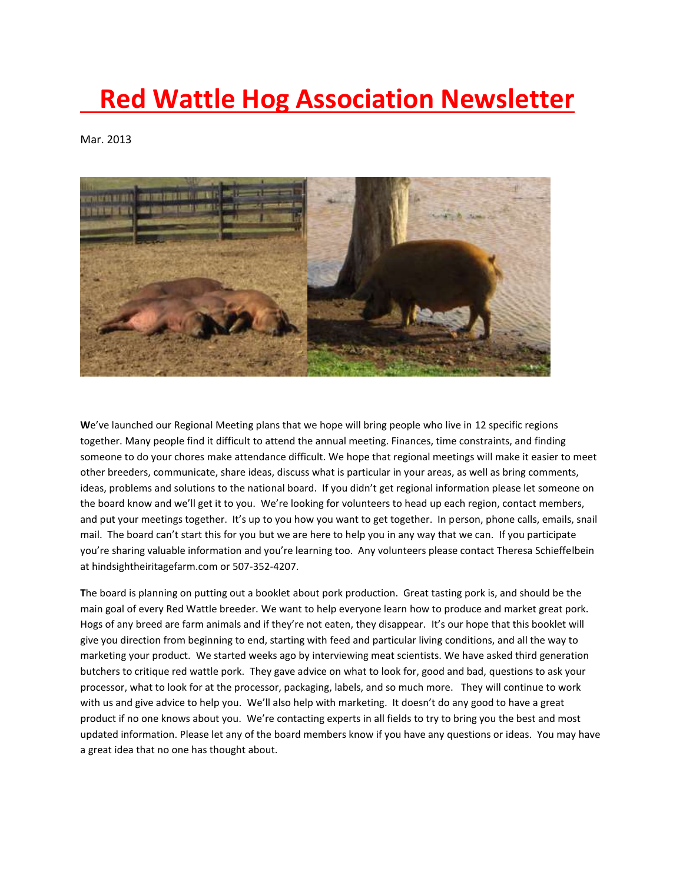# Red Wattle Hog Association Newsletter

Mar. 2013

**W**e've launched our Regional Meeting plans that we hope will bring people who live in 12 specific regions together. Many people find it difficult to attend the annual meeting. Finances, time constraints, and finding someone to do your chores make attendance difficult. We hope that regional meetings will make it easier to meet other breeders, communicate, share ideas, discuss what is particular in your areas, as well as bring comments, ideas, problems and solutions to the national board. If you didn't get regional information please let someone on the board know and we'll get it to you. We're looking for volunteers to head up each region, contact members, and put your meetings together. It's up to you how you want to get together. In person, phone calls, emails, snail mail. The board can't start this for you but we are here to help you in any way that we can. If you participate you're sharing valuable information and you're learning too. Any volunteers please contact Theresa Schieffelbein at hindsighteiritagefarm.com or 507-352-4207.

**T**he board is planning on putting out a booklet about pork production. Great tasting pork is, and should be the main goal of every Red Wattle breeder. We want to help everyone learn how to produce and market great pork. Hogs of any breed are farm animals and if they're not eaten, they disappear. It's our hope that this booklet will give you direction from beginning to end, starting with feed and particular living conditions, and all the way to marketing your product. We started weeks ago by interviewing meat scientists. We have asked third generation butchers to critique red wattle pork. They gave advice on what to look for, good and bad, questions to ask your processor, what to look for at the processor, packaging, labels, and so much more. They will continue to work with us and give advice to help you. We'll also help with marketing. It doesn't do any good to have a great product if no one knows about you. We're contacting experts in all fields to try to bring you the best and most updated information. Please let any of the board members know if you have any questions or ideas. You may have a great idea that no one has thought about.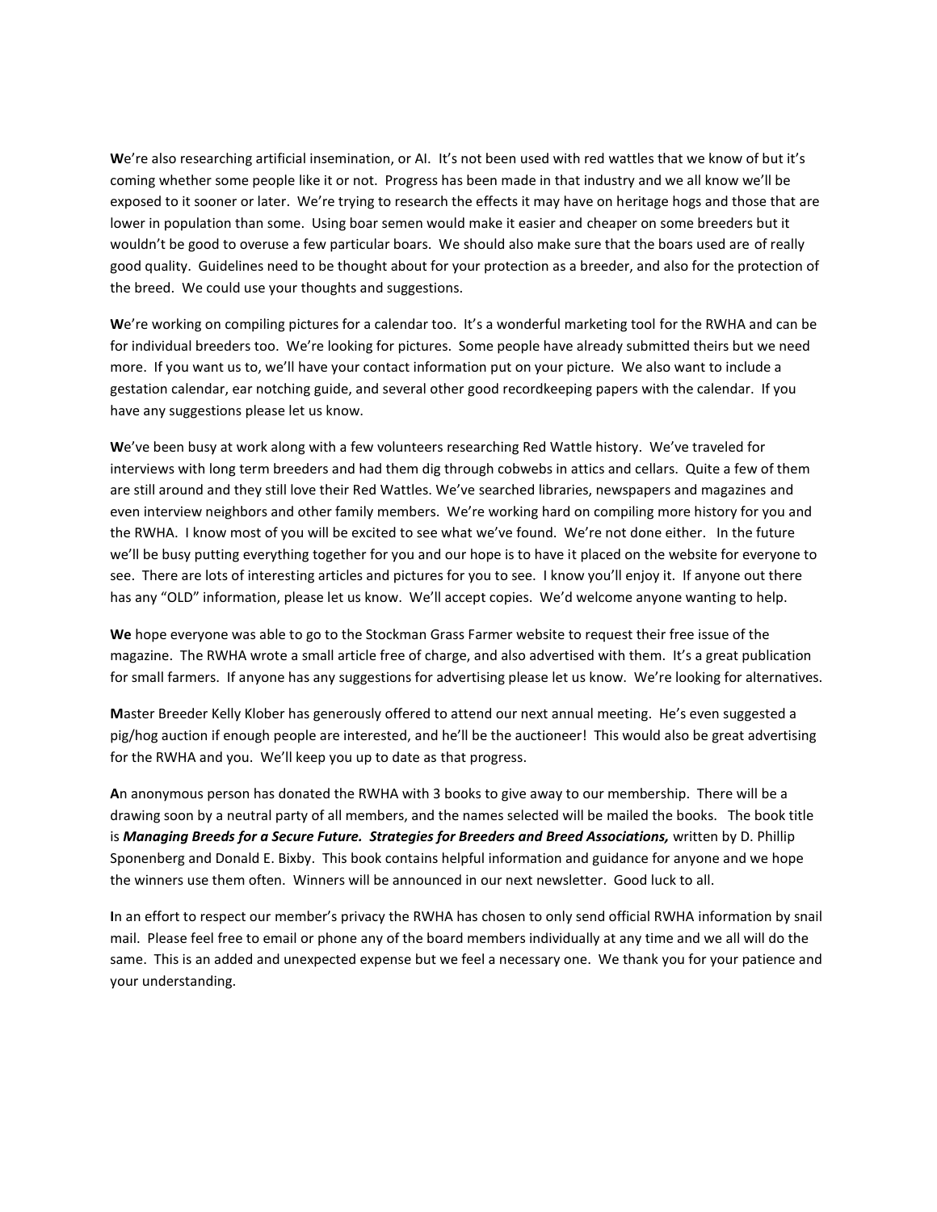**W**e're also researching artificial insemination, or AI. It's not been used with red wattles that we know of but it's coming whether some people like it or not. Progress has been made in that industry and we all know we'll be exposed to it sooner or later. We're trying to research the effects it may have on heritage hogs and those that are lower in population than some. Using boar semen would make it easier and cheaper on some breeders but it wouldn't be good to overuse a few particular boars. We should also make sure that the boars used are of really good quality. Guidelines need to be thought about for your protection as a breeder, and also for the protection of the breed. We could use your thoughts and suggestions.

**W**e're working on compiling pictures for a calendar too. It's a wonderful marketing tool for the RWHA and can be for individual breeders too. We're looking for pictures. Some people have already submitted theirs but we need more. If you want us to, we'll have your contact information put on your picture. We also want to include a gestation calendar, ear notching guide, and several other good recordkeeping papers with the calendar. If you have any suggestions please let us know.

**W**e've been busy at work along with a few volunteers researching Red Wattle history. We've traveled for interviews with long term breeders and had them dig through cobwebs in attics and cellars. Quite a few of them are still around and they still love their Red Wattles. We've searched libraries, newspapers and magazines and even interview neighbors and other family members. We're working hard on compiling more history for you and the RWHA. I know most of you will be excited to see what we've found. We're not done either. In the future we'll be busy putting everything together for you and our hope is to have it placed on the website for everyone to see. There are lots of interesting articles and pictures for you to see. I know you'll enjoy it. If anyone out there has any "OLD" information, please let us know. We'll accept copies. We'd welcome anyone wanting to help.

**We** hope everyone was able to go to the Stockman Grass Farmer website to request their free issue of the magazine. The RWHA wrote a small article free of charge, and also advertised with them. It's a great publication for small farmers. If anyone has any suggestions for advertising please let us know. We're looking for alternatives.

**M**aster Breeder Kelly Klober has generously offered to attend our next annual meeting. He's even suggested a pig/hog auction if enough people are interested, and he'll be the auctioneer! This would also be great advertising for the RWHA and you. We'll keep you up to date as that progress.

**A**n anonymous person has donated the RWHA with 3 books to give away to our membership. There will be a drawing soon by a neutral party of all members, and the names selected will be mailed the books. The book title is ***Managing Breeds for a Secure Future. Strategies for Breeders and Breed Associations,*** written by D. Phillip Sponenberg and Donald E. Bixby. This book contains helpful information and guidance for anyone and we hope the winners use them often. Winners will be announced in our next newsletter. Good luck to all.

**I**n an effort to respect our member's privacy the RWHA has chosen to only send official RWHA information by snail mail. Please feel free to email or phone any of the board members individually at any time and we all will do the same. This is an added and unexpected expense but we feel a necessary one. We thank you for your patience and your understanding.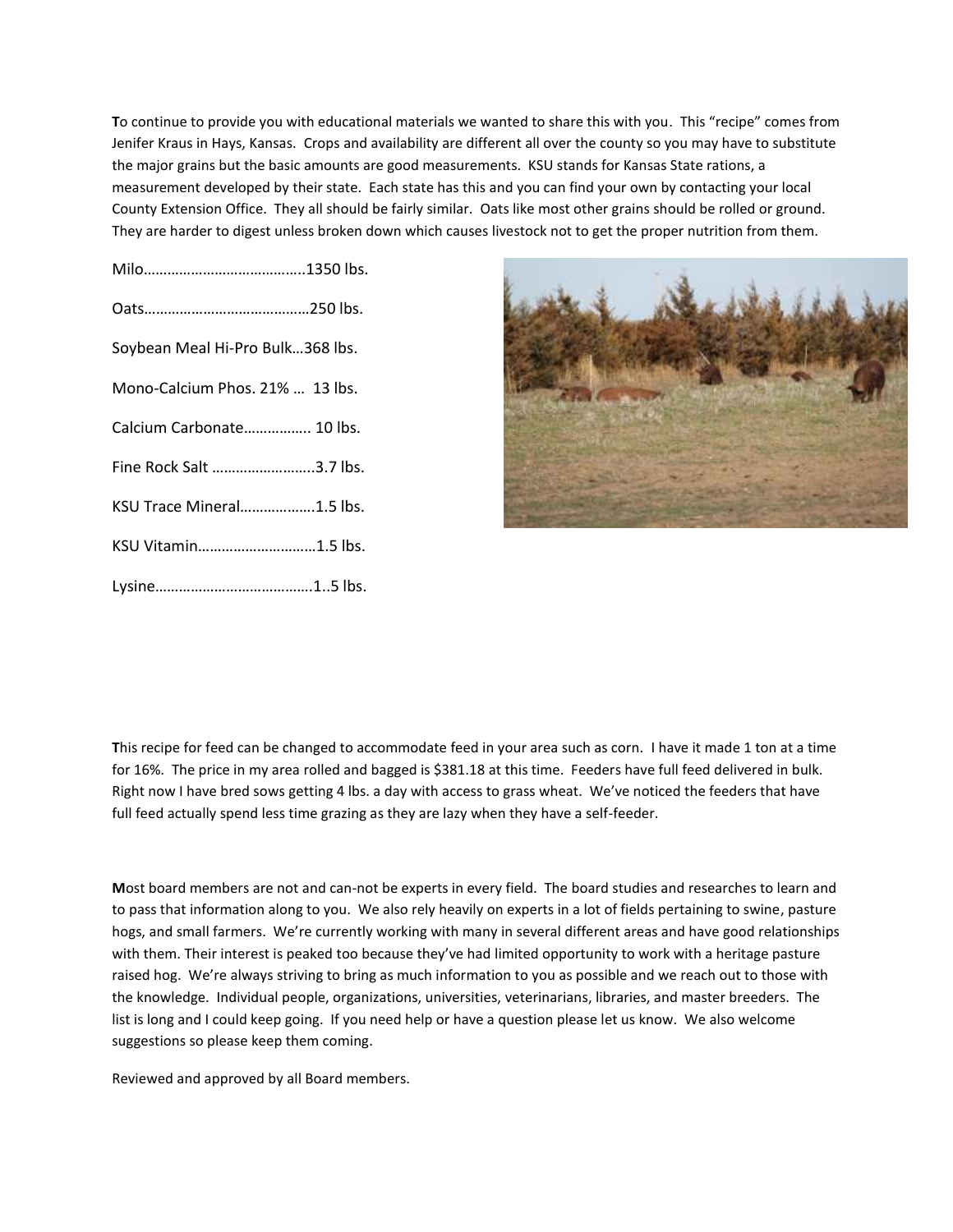**T**o continue to provide you with educational materials we wanted to share this with you. This "recipe" comes from Jenifer Kraus in Hays, Kansas. Crops and availability are different all over the county so you may have to substitute the major grains but the basic amounts are good measurements. KSU stands for Kansas State rations, a measurement developed by their state. Each state has this and you can find your own by contacting your local County Extension Office. They all should be fairly similar. Oats like most other grains should be rolled or ground. They are harder to digest unless broken down which causes livestock not to get the proper nutrition from them.

Milo…………………………………..1350 lbs.

Oats……………………………………250 lbs.

Soybean Meal Hi-Pro Bulk…368 lbs.

Mono-Calcium Phos. 21% … 13 lbs.

Calcium Carbonate…………….. 10 lbs.

Fine Rock Salt ……………………..3.7 lbs.

KSU Trace Mineral……………….1.5 lbs.

KSU Vitamin…………………………1.5 lbs.

Lysine………………………………….1..5 lbs.

**T**his recipe for feed can be changed to accommodate feed in your area such as corn. I have it made 1 ton at a time for 16%. The price in my area rolled and bagged is $381.18 at this time. Feeders have full feed delivered in bulk. Right now I have bred sows getting 4 lbs. a day with access to grass wheat. We've noticed the feeders that have full feed actually spend less time grazing as they are lazy when they have a self-feeder.

**M**ost board members are not and can-not be experts in every field. The board studies and researches to learn and to pass that information along to you. We also rely heavily on experts in a lot of fields pertaining to swine, pasture hogs, and small farmers. We're currently working with many in several different areas and have good relationships with them. Their interest is peaked too because they've had limited opportunity to work with a heritage pasture raised hog. We're always striving to bring as much information to you as possible and we reach out to those with the knowledge. Individual people, organizations, universities, veterinarians, libraries, and master breeders. The list is long and I could keep going. If you need help or have a question please let us know. We also welcome suggestions so please keep them coming.

Reviewed and approved by all Board members.